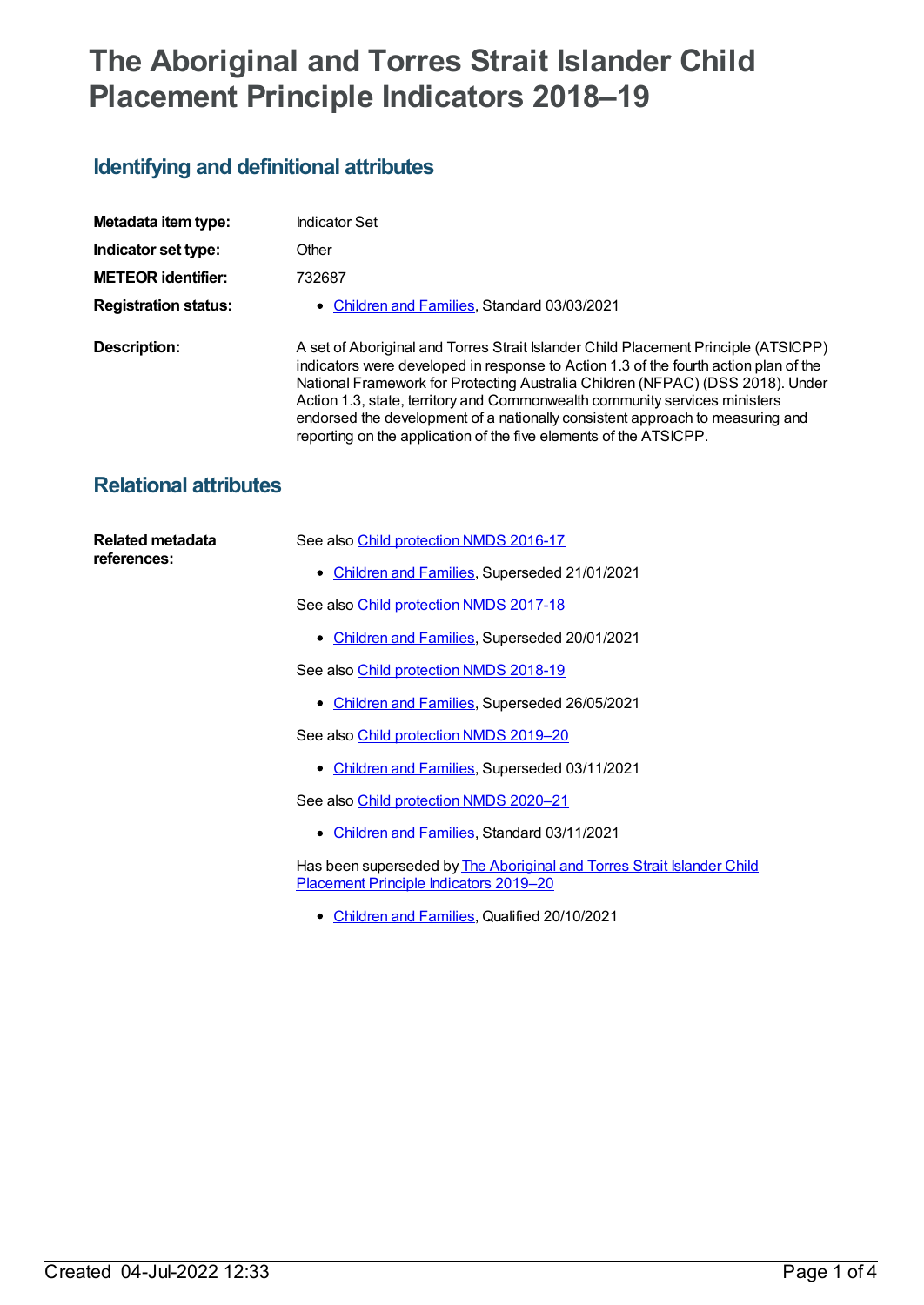# The Aboriginal and Torres Strait Islander Child Placement Principle Indicators 2018–19

## Identifying and definitional attributes

**Metadata item type:** Indicator Set

**Indicator set type:** Other

**METEOR identifier:** 732687

**Registration status:**

- Children and Families, Standard 03/03/2021

**Description:** A set of Aboriginal and Torres Strait Islander Child Placement Principle (ATSICPP) indicators were developed in response to Action 1.3 of the fourth action plan of the National Framework for Protecting Australia Children (NFPAC) (DSS 2018). Under Action 1.3, state, territory and Commonwealth community services ministers endorsed the development of a nationally consistent approach to measuring and reporting on the application of the five elements of the ATSICPP.

## Relational attributes

**Related metadata references:**

See also Child protection NMDS 2016-17

- Children and Families, Superseded 21/01/2021

See also Child protection NMDS 2017-18

- Children and Families, Superseded 20/01/2021

See also Child protection NMDS 2018-19

- Children and Families, Superseded 26/05/2021

See also Child protection NMDS 2019–20

- Children and Families, Superseded 03/11/2021

See also Child protection NMDS 2020–21

- Children and Families, Standard 03/11/2021

Has been superseded by The Aboriginal and Torres Strait Islander Child Placement Principle Indicators 2019–20

- Children and Families, Qualified 20/10/2021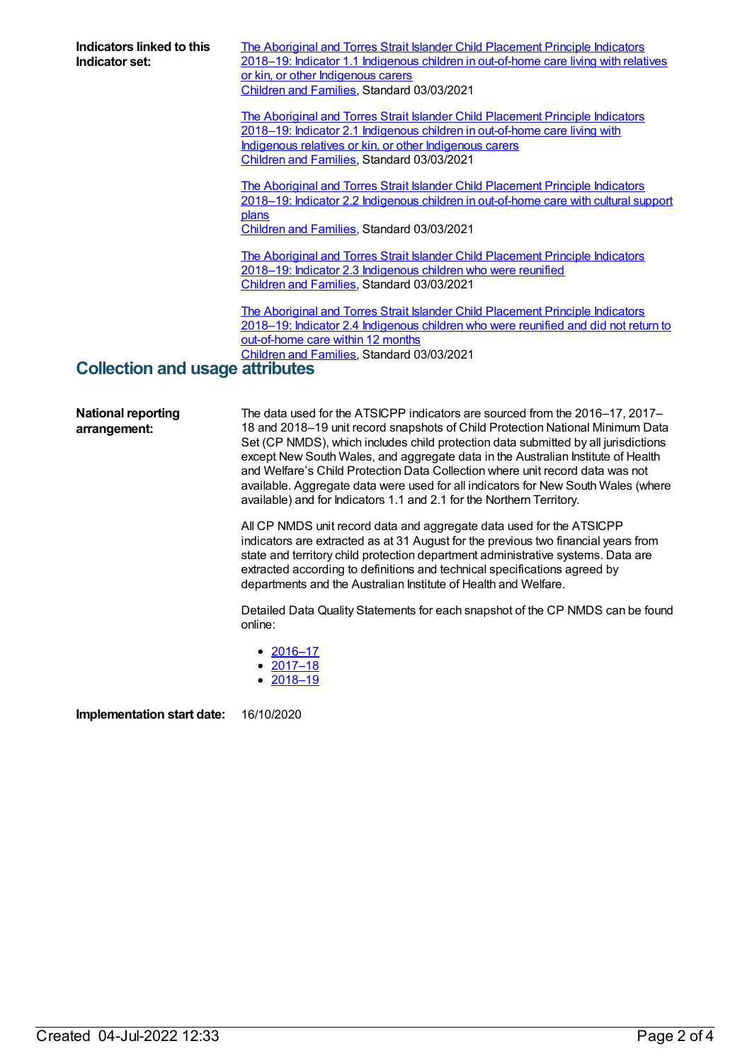**Indicators linked to this Indicator set:**

The Aboriginal and Torres Strait Islander Child Placement Principle Indicators 2018–19: Indicator 1.1 Indigenous children in out-of-home care living with relatives or kin, or other Indigenous carers
Children and Families, Standard 03/03/2021

The Aboriginal and Torres Strait Islander Child Placement Principle Indicators 2018–19: Indicator 2.1 Indigenous children in out-of-home care living with Indigenous relatives or kin, or other Indigenous carers
Children and Families, Standard 03/03/2021

The Aboriginal and Torres Strait Islander Child Placement Principle Indicators 2018–19: Indicator 2.2 Indigenous children in out-of-home care with cultural support plans
Children and Families, Standard 03/03/2021

The Aboriginal and Torres Strait Islander Child Placement Principle Indicators 2018–19: Indicator 2.3 Indigenous children who were reunified
Children and Families, Standard 03/03/2021

The Aboriginal and Torres Strait Islander Child Placement Principle Indicators 2018–19: Indicator 2.4 Indigenous children who were reunified and did not return to out-of-home care within 12 months
Children and Families, Standard 03/03/2021

## Collection and usage attributes

**National reporting arrangement:**

The data used for the ATSICPP indicators are sourced from the 2016–17, 2017–18 and 2018–19 unit record snapshots of Child Protection National Minimum Data Set (CP NMDS), which includes child protection data submitted by all jurisdictions except New South Wales, and aggregate data in the Australian Institute of Health and Welfare's Child Protection Data Collection where unit record data was not available. Aggregate data were used for all indicators for New South Wales (where available) and for Indicators 1.1 and 2.1 for the Northern Territory.

All CP NMDS unit record data and aggregate data used for the ATSICPP indicators are extracted as at 31 August for the previous two financial years from state and territory child protection department administrative systems. Data are extracted according to definitions and technical specifications agreed by departments and the Australian Institute of Health and Welfare.

Detailed Data Quality Statements for each snapshot of the CP NMDS can be found online:

- 2016–17
- 2017–18
- 2018–19

**Implementation start date:** 16/10/2020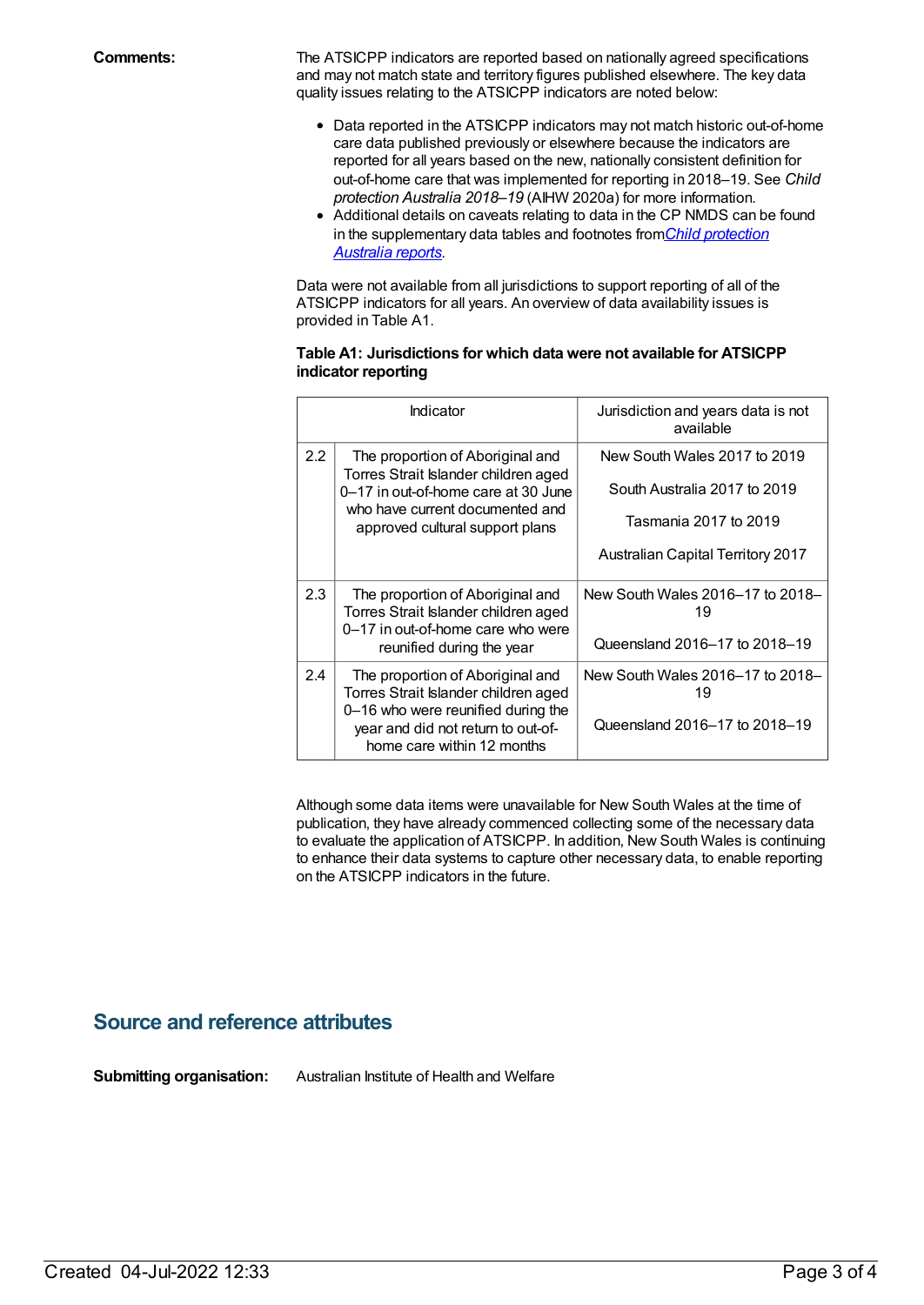**Comments:**

The ATSICPP indicators are reported based on nationally agreed specifications and may not match state and territory figures published elsewhere. The key data quality issues relating to the ATSICPP indicators are noted below:

- Data reported in the ATSICPP indicators may not match historic out-of-home care data published previously or elsewhere because the indicators are reported for all years based on the new, nationally consistent definition for out-of-home care that was implemented for reporting in 2018–19. See *Child protection Australia 2018–19* (AIHW 2020a) for more information.
- Additional details on caveats relating to data in the CP NMDS can be found in the supplementary data tables and footnotes from *Child protection Australia reports*.

Data were not available from all jurisdictions to support reporting of all of the ATSICPP indicators for all years. An overview of data availability issues is provided in Table A1.

**Table A1: Jurisdictions for which data were not available for ATSICPP indicator reporting**

| Indicator | | Jurisdiction and years data is not available |
|---|---|---|
| 2.2 | The proportion of Aboriginal and Torres Strait Islander children aged 0–17 in out-of-home care at 30 June who have current documented and approved cultural support plans | New South Wales 2017 to 2019<br><br>South Australia 2017 to 2019<br><br>Tasmania 2017 to 2019<br><br>Australian Capital Territory 2017 |
| 2.3 | The proportion of Aboriginal and Torres Strait Islander children aged 0–17 in out-of-home care who were reunified during the year | New South Wales 2016–17 to 2018–19<br><br>Queensland 2016–17 to 2018–19 |
| 2.4 | The proportion of Aboriginal and Torres Strait Islander children aged 0–16 who were reunified during the year and did not return to out-of-home care within 12 months | New South Wales 2016–17 to 2018–19<br><br>Queensland 2016–17 to 2018–19 |

Although some data items were unavailable for New South Wales at the time of publication, they have already commenced collecting some of the necessary data to evaluate the application of ATSICPP. In addition, New South Wales is continuing to enhance their data systems to capture other necessary data, to enable reporting on the ATSICPP indicators in the future.

## Source and reference attributes

**Submitting organisation:** Australian Institute of Health and Welfare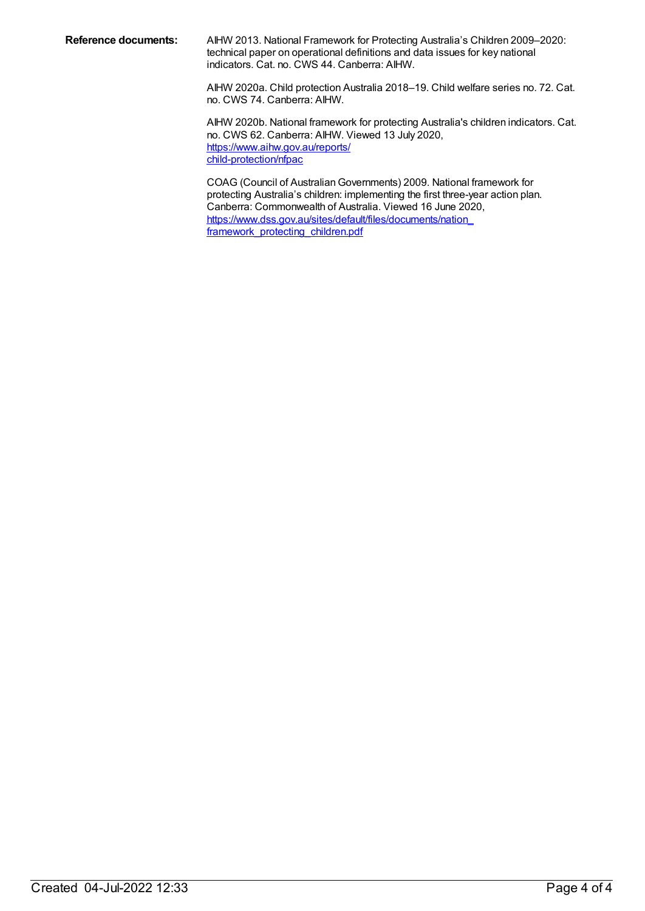**Reference documents:**

AIHW 2013. National Framework for Protecting Australia's Children 2009–2020: technical paper on operational definitions and data issues for key national indicators. Cat. no. CWS 44. Canberra: AIHW.

AIHW 2020a. Child protection Australia 2018–19. Child welfare series no. 72. Cat. no. CWS 74. Canberra: AIHW.

AIHW 2020b. National framework for protecting Australia's children indicators. Cat. no. CWS 62. Canberra: AIHW. Viewed 13 July 2020, https://www.aihw.gov.au/reports/child-protection/nfpac

COAG (Council of Australian Governments) 2009. National framework for protecting Australia's children: implementing the first three-year action plan. Canberra: Commonwealth of Australia. Viewed 16 June 2020, https://www.dss.gov.au/sites/default/files/documents/nation_framework_protecting_children.pdf